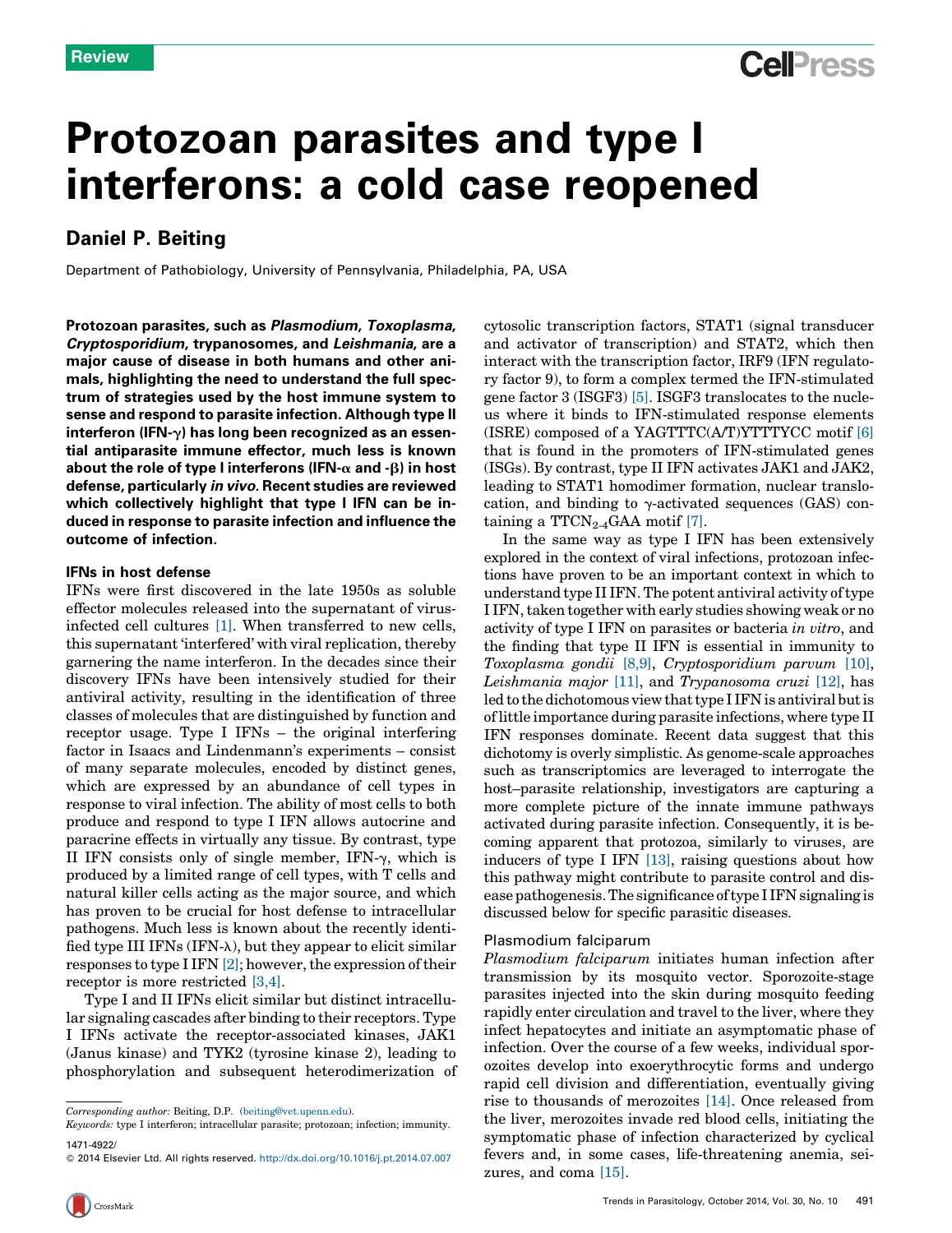Review

# Protozoan parasites and type I interferons: a cold case reopened

## Daniel P. Beiting

Department of Pathobiology, University of Pennsylvania, Philadelphia, PA, USA

**Protozoan parasites, such as *Plasmodium*, *Toxoplasma*, *Cryptosporidium*, trypanosomes, and *Leishmania*, are a major cause of disease in both humans and other animals, highlighting the need to understand the full spectrum of strategies used by the host immune system to sense and respond to parasite infection. Although type II interferon (IFN-γ) has long been recognized as an essential antiparasite immune effector, much less is known about the role of type I interferons (IFN-α and -β) in host defense, particularly *in vivo*. Recent studies are reviewed which collectively highlight that type I IFN can be induced in response to parasite infection and influence the outcome of infection.**

### IFNs in host defense

IFNs were first discovered in the late 1950s as soluble effector molecules released into the supernatant of virus-infected cell cultures [1]. When transferred to new cells, this supernatant 'interfered' with viral replication, thereby garnering the name interferon. In the decades since their discovery IFNs have been intensively studied for their antiviral activity, resulting in the identification of three classes of molecules that are distinguished by function and receptor usage. Type I IFNs – the original interfering factor in Isaacs and Lindenmann's experiments – consist of many separate molecules, encoded by distinct genes, which are expressed by an abundance of cell types in response to viral infection. The ability of most cells to both produce and respond to type I IFN allows autocrine and paracrine effects in virtually any tissue. By contrast, type II IFN consists only of single member, IFN-γ, which is produced by a limited range of cell types, with T cells and natural killer cells acting as the major source, and which has proven to be crucial for host defense to intracellular pathogens. Much less is known about the recently identified type III IFNs (IFN-λ), but they appear to elicit similar responses to type I IFN [2]; however, the expression of their receptor is more restricted [3,4].

Type I and II IFNs elicit similar but distinct intracellular signaling cascades after binding to their receptors. Type I IFNs activate the receptor-associated kinases, JAK1 (Janus kinase) and TYK2 (tyrosine kinase 2), leading to phosphorylation and subsequent heterodimerization of cytosolic transcription factors, STAT1 (signal transducer and activator of transcription) and STAT2, which then interact with the transcription factor, IRF9 (IFN regulatory factor 9), to form a complex termed the IFN-stimulated gene factor 3 (ISGF3) [5]. ISGF3 translocates to the nucleus where it binds to IFN-stimulated response elements (ISRE) composed of a YAGTTTC(A/T)YTTTYCC motif [6] that is found in the promoters of IFN-stimulated genes (ISGs). By contrast, type II IFN activates JAK1 and JAK2, leading to STAT1 homodimer formation, nuclear translocation, and binding to γ-activated sequences (GAS) containing a $TTCN_{2-4}GAA$ motif [7].

In the same way as type I IFN has been extensively explored in the context of viral infections, protozoan infections have proven to be an important context in which to understand type II IFN. The potent antiviral activity of type I IFN, taken together with early studies showing weak or no activity of type I IFN on parasites or bacteria *in vitro*, and the finding that type II IFN is essential in immunity to *Toxoplasma gondii* [8,9], *Cryptosporidium parvum* [10], *Leishmania major* [11], and *Trypanosoma cruzi* [12], has led to the dichotomous view that type I IFN is antiviral but is of little importance during parasite infections, where type II IFN responses dominate. Recent data suggest that this dichotomy is overly simplistic. As genome-scale approaches such as transcriptomics are leveraged to interrogate the host–parasite relationship, investigators are capturing a more complete picture of the innate immune pathways activated during parasite infection. Consequently, it is becoming apparent that protozoa, similarly to viruses, are inducers of type I IFN [13], raising questions about how this pathway might contribute to parasite control and disease pathogenesis. The significance of type I IFN signaling is discussed below for specific parasitic diseases.

#### Plasmodium falciparum

*Plasmodium falciparum* initiates human infection after transmission by its mosquito vector. Sporozoite-stage parasites injected into the skin during mosquito feeding rapidly enter circulation and travel to the liver, where they infect hepatocytes and initiate an asymptomatic phase of infection. Over the course of a few weeks, individual sporozoites develop into exoerythrocytic forms and undergo rapid cell division and differentiation, eventually giving rise to thousands of merozoites [14]. Once released from the liver, merozoites invade red blood cells, initiating the symptomatic phase of infection characterized by cyclical fevers and, in some cases, life-threatening anemia, seizures, and coma [15].

Corresponding author: Beiting, D.P. (beiting@vet.upenn.edu).

Keywords: type I interferon; intracellular parasite; protozoan; infection; immunity.

1471-4922/

© 2014 Elsevier Ltd. All rights reserved. http://dx.doi.org/10.1016/j.pt.2014.07.007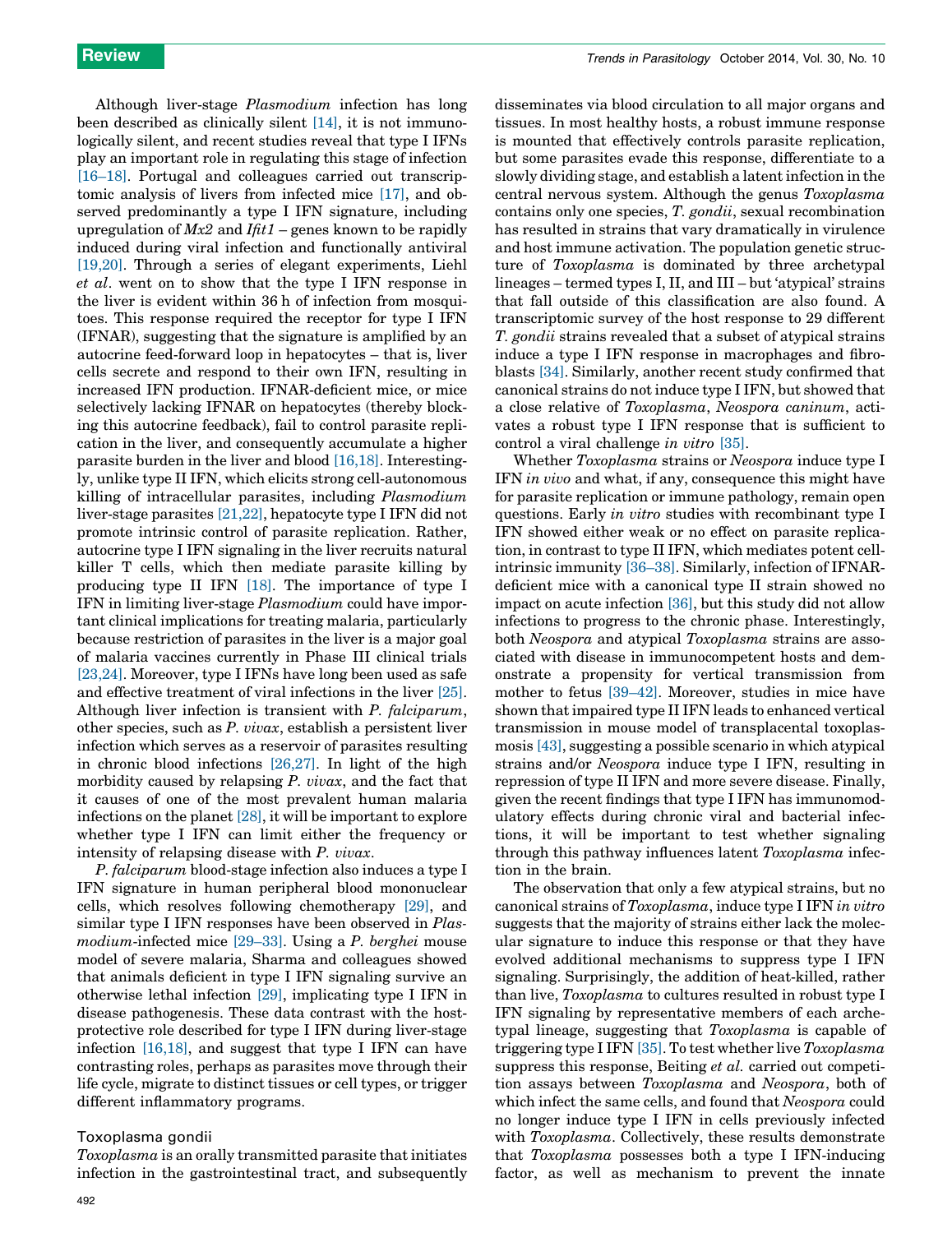Although liver-stage *Plasmodium* infection has long been described as clinically silent [14], it is not immunologically silent, and recent studies reveal that type I IFNs play an important role in regulating this stage of infection [16–18]. Portugal and colleagues carried out transcriptomic analysis of livers from infected mice [17], and observed predominantly a type I IFN signature, including upregulation of *Mx2* and *Ifit1* – genes known to be rapidly induced during viral infection and functionally antiviral [19,20]. Through a series of elegant experiments, Liehl *et al*. went on to show that the type I IFN response in the liver is evident within 36 h of infection from mosquitoes. This response required the receptor for type I IFN (IFNAR), suggesting that the signature is amplified by an autocrine feed-forward loop in hepatocytes – that is, liver cells secrete and respond to their own IFN, resulting in increased IFN production. IFNAR-deficient mice, or mice selectively lacking IFNAR on hepatocytes (thereby blocking this autocrine feedback), fail to control parasite replication in the liver, and consequently accumulate a higher parasite burden in the liver and blood [16,18]. Interestingly, unlike type II IFN, which elicits strong cell-autonomous killing of intracellular parasites, including *Plasmodium* liver-stage parasites [21,22], hepatocyte type I IFN did not promote intrinsic control of parasite replication. Rather, autocrine type I IFN signaling in the liver recruits natural killer T cells, which then mediate parasite killing by producing type II IFN [18]. The importance of type I IFN in limiting liver-stage *Plasmodium* could have important clinical implications for treating malaria, particularly because restriction of parasites in the liver is a major goal of malaria vaccines currently in Phase III clinical trials [23,24]. Moreover, type I IFNs have long been used as safe and effective treatment of viral infections in the liver [25]. Although liver infection is transient with *P. falciparum*, other species, such as *P. vivax*, establish a persistent liver infection which serves as a reservoir of parasites resulting in chronic blood infections [26,27]. In light of the high morbidity caused by relapsing *P. vivax*, and the fact that it causes of one of the most prevalent human malaria infections on the planet [28], it will be important to explore whether type I IFN can limit either the frequency or intensity of relapsing disease with *P. vivax*.

*P. falciparum* blood-stage infection also induces a type I IFN signature in human peripheral blood mononuclear cells, which resolves following chemotherapy [29], and similar type I IFN responses have been observed in *Plasmodium*-infected mice [29–33]. Using a *P. berghei* mouse model of severe malaria, Sharma and colleagues showed that animals deficient in type I IFN signaling survive an otherwise lethal infection [29], implicating type I IFN in disease pathogenesis. These data contrast with the host-protective role described for type I IFN during liver-stage infection [16,18], and suggest that type I IFN can have contrasting roles, perhaps as parasites move through their life cycle, migrate to distinct tissues or cell types, or trigger different inflammatory programs.

## Toxoplasma gondii

*Toxoplasma* is an orally transmitted parasite that initiates infection in the gastrointestinal tract, and subsequently disseminates via blood circulation to all major organs and tissues. In most healthy hosts, a robust immune response is mounted that effectively controls parasite replication, but some parasites evade this response, differentiate to a slowly dividing stage, and establish a latent infection in the central nervous system. Although the genus *Toxoplasma* contains only one species, *T. gondii*, sexual recombination has resulted in strains that vary dramatically in virulence and host immune activation. The population genetic structure of *Toxoplasma* is dominated by three archetypal lineages – termed types I, II, and III – but 'atypical' strains that fall outside of this classification are also found. A transcriptomic survey of the host response to 29 different *T. gondii* strains revealed that a subset of atypical strains induce a type I IFN response in macrophages and fibroblasts [34]. Similarly, another recent study confirmed that canonical strains do not induce type I IFN, but showed that a close relative of *Toxoplasma*, *Neospora caninum*, activates a robust type I IFN response that is sufficient to control a viral challenge *in vitro* [35].

Whether *Toxoplasma* strains or *Neospora* induce type I IFN *in vivo* and what, if any, consequence this might have for parasite replication or immune pathology, remain open questions. Early *in vitro* studies with recombinant type I IFN showed either weak or no effect on parasite replication, in contrast to type II IFN, which mediates potent cell-intrinsic immunity [36–38]. Similarly, infection of IFNAR-deficient mice with a canonical type II strain showed no impact on acute infection [36], but this study did not allow infections to progress to the chronic phase. Interestingly, both *Neospora* and atypical *Toxoplasma* strains are associated with disease in immunocompetent hosts and demonstrate a propensity for vertical transmission from mother to fetus [39–42]. Moreover, studies in mice have shown that impaired type II IFN leads to enhanced vertical transmission in mouse model of transplacental toxoplasmosis [43], suggesting a possible scenario in which atypical strains and/or *Neospora* induce type I IFN, resulting in repression of type II IFN and more severe disease. Finally, given the recent findings that type I IFN has immunomodulatory effects during chronic viral and bacterial infections, it will be important to test whether signaling through this pathway influences latent *Toxoplasma* infection in the brain.

The observation that only a few atypical strains, but no canonical strains of *Toxoplasma*, induce type I IFN *in vitro* suggests that the majority of strains either lack the molecular signature to induce this response or that they have evolved additional mechanisms to suppress type I IFN signaling. Surprisingly, the addition of heat-killed, rather than live, *Toxoplasma* to cultures resulted in robust type I IFN signaling by representative members of each archetypal lineage, suggesting that *Toxoplasma* is capable of triggering type I IFN [35]. To test whether live *Toxoplasma* suppress this response, Beiting *et al.* carried out competition assays between *Toxoplasma* and *Neospora*, both of which infect the same cells, and found that *Neospora* could no longer induce type I IFN in cells previously infected with *Toxoplasma*. Collectively, these results demonstrate that *Toxoplasma* possesses both a type I IFN-inducing factor, as well as mechanism to prevent the innate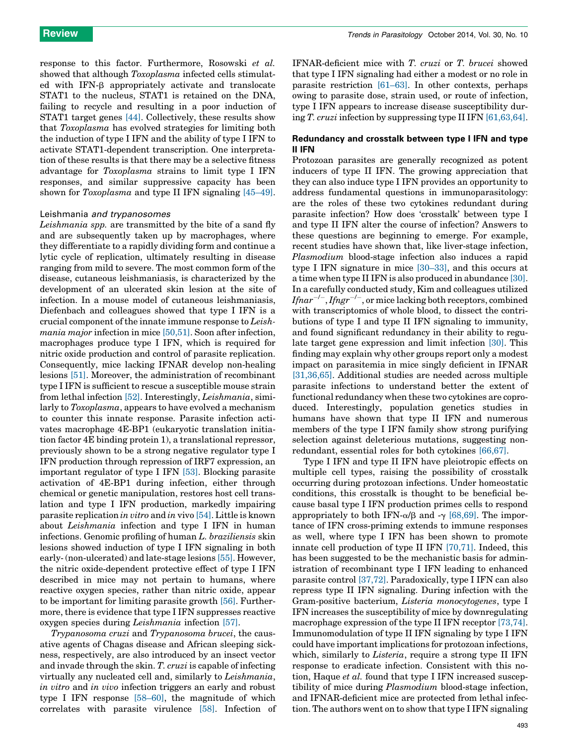response to this factor. Furthermore, Rosowski *et al.* showed that although *Toxoplasma* infected cells stimulated with IFN-β appropriately activate and translocate STAT1 to the nucleus, STAT1 is retained on the DNA, failing to recycle and resulting in a poor induction of STAT1 target genes [44]. Collectively, these results show that *Toxoplasma* has evolved strategies for limiting both the induction of type I IFN and the ability of type I IFN to activate STAT1-dependent transcription. One interpretation of these results is that there may be a selective fitness advantage for *Toxoplasma* strains to limit type I IFN responses, and similar suppressive capacity has been shown for *Toxoplasma* and type II IFN signaling [45–49].

### Leishmania *and trypanosomes*

*Leishmania spp.* are transmitted by the bite of a sand fly and are subsequently taken up by macrophages, where they differentiate to a rapidly dividing form and continue a lytic cycle of replication, ultimately resulting in disease ranging from mild to severe. The most common form of the disease, cutaneous leishmaniasis, is characterized by the development of an ulcerated skin lesion at the site of infection. In a mouse model of cutaneous leishmaniasis, Diefenbach and colleagues showed that type I IFN is a crucial component of the innate immune response to *Leishmania major* infection in mice [50,51]. Soon after infection, macrophages produce type I IFN, which is required for nitric oxide production and control of parasite replication. Consequently, mice lacking IFNAR develop non-healing lesions [51]. Moreover, the administration of recombinant type I IFN is sufficient to rescue a susceptible mouse strain from lethal infection [52]. Interestingly, *Leishmania*, similarly to *Toxoplasma*, appears to have evolved a mechanism to counter this innate response. Parasite infection activates macrophage 4E-BP1 (eukaryotic translation initiation factor 4E binding protein 1), a translational repressor, previously shown to be a strong negative regulator type I IFN production through repression of IRF7 expression, an important regulator of type I IFN [53]. Blocking parasite activation of 4E-BP1 during infection, either through chemical or genetic manipulation, restores host cell translation and type I IFN production, markedly impairing parasite replication *in vitro* and *in* vivo [54]. Little is known about *Leishmania* infection and type I IFN in human infections. Genomic profiling of human *L. braziliensis* skin lesions showed induction of type I IFN signaling in both early- (non-ulcerated) and late-stage lesions [55]. However, the nitric oxide-dependent protective effect of type I IFN described in mice may not pertain to humans, where reactive oxygen species, rather than nitric oxide, appear to be important for limiting parasite growth [56]. Furthermore, there is evidence that type I IFN suppresses reactive oxygen species during *Leishmania* infection [57].

*Trypanosoma cruzi* and *Trypanosoma brucei*, the causative agents of Chagas disease and African sleeping sickness, respectively, are also introduced by an insect vector and invade through the skin. *T. cruzi* is capable of infecting virtually any nucleated cell and, similarly to *Leishmania*, *in vitro* and *in vivo* infection triggers an early and robust type I IFN response [58–60], the magnitude of which correlates with parasite virulence [58]. Infection of IFNAR-deficient mice with *T. cruzi* or *T. brucei* showed that type I IFN signaling had either a modest or no role in parasite restriction [61–63]. In other contexts, perhaps owing to parasite dose, strain used, or route of infection, type I IFN appears to increase disease susceptibility during *T. cruzi* infection by suppressing type II IFN [61,63,64].

## Redundancy and crosstalk between type I IFN and type II IFN

Protozoan parasites are generally recognized as potent inducers of type II IFN. The growing appreciation that they can also induce type I IFN provides an opportunity to address fundamental questions in immunoparasitology: are the roles of these two cytokines redundant during parasite infection? How does 'crosstalk' between type I and type II IFN alter the course of infection? Answers to these questions are beginning to emerge. For example, recent studies have shown that, like liver-stage infection, *Plasmodium* blood-stage infection also induces a rapid type I IFN signature in mice [30–33], and this occurs at a time when type II IFN is also produced in abundance [30]. In a carefully conducted study, Kim and colleagues utilized $Ifnar^{-/-}$, $Ifngr^{-/-}$, or mice lacking both receptors, combined with transcriptomics of whole blood, to dissect the contributions of type I and type II IFN signaling to immunity, and found significant redundancy in their ability to regulate target gene expression and limit infection [30]. This finding may explain why other groups report only a modest impact on parasitemia in mice singly deficient in IFNAR [31,36,65]. Additional studies are needed across multiple parasite infections to understand better the extent of functional redundancy when these two cytokines are coproduced. Interestingly, population genetics studies in humans have shown that type II IFN and numerous members of the type I IFN family show strong purifying selection against deleterious mutations, suggesting non-redundant, essential roles for both cytokines [66,67].

Type I IFN and type II IFN have pleiotropic effects on multiple cell types, raising the possibility of crosstalk occurring during protozoan infections. Under homeostatic conditions, this crosstalk is thought to be beneficial because basal type I IFN production primes cells to respond appropriately to both IFN-α/β and -γ [68,69]. The importance of IFN cross-priming extends to immune responses as well, where type I IFN has been shown to promote innate cell production of type II IFN [70,71]. Indeed, this has been suggested to be the mechanistic basis for administration of recombinant type I IFN leading to enhanced parasite control [37,72]. Paradoxically, type I IFN can also repress type II IFN signaling. During infection with the Gram-positive bacterium, *Listeria monocytogenes*, type I IFN increases the susceptibility of mice by downregulating macrophage expression of the type II IFN receptor [73,74]. Immunomodulation of type II IFN signaling by type I IFN could have important implications for protozoan infections, which, similarly to *Listeria*, require a strong type II IFN response to eradicate infection. Consistent with this notion, Haque *et al.* found that type I IFN increased susceptibility of mice during *Plasmodium* blood-stage infection, and IFNAR-deficient mice are protected from lethal infection. The authors went on to show that type I IFN signaling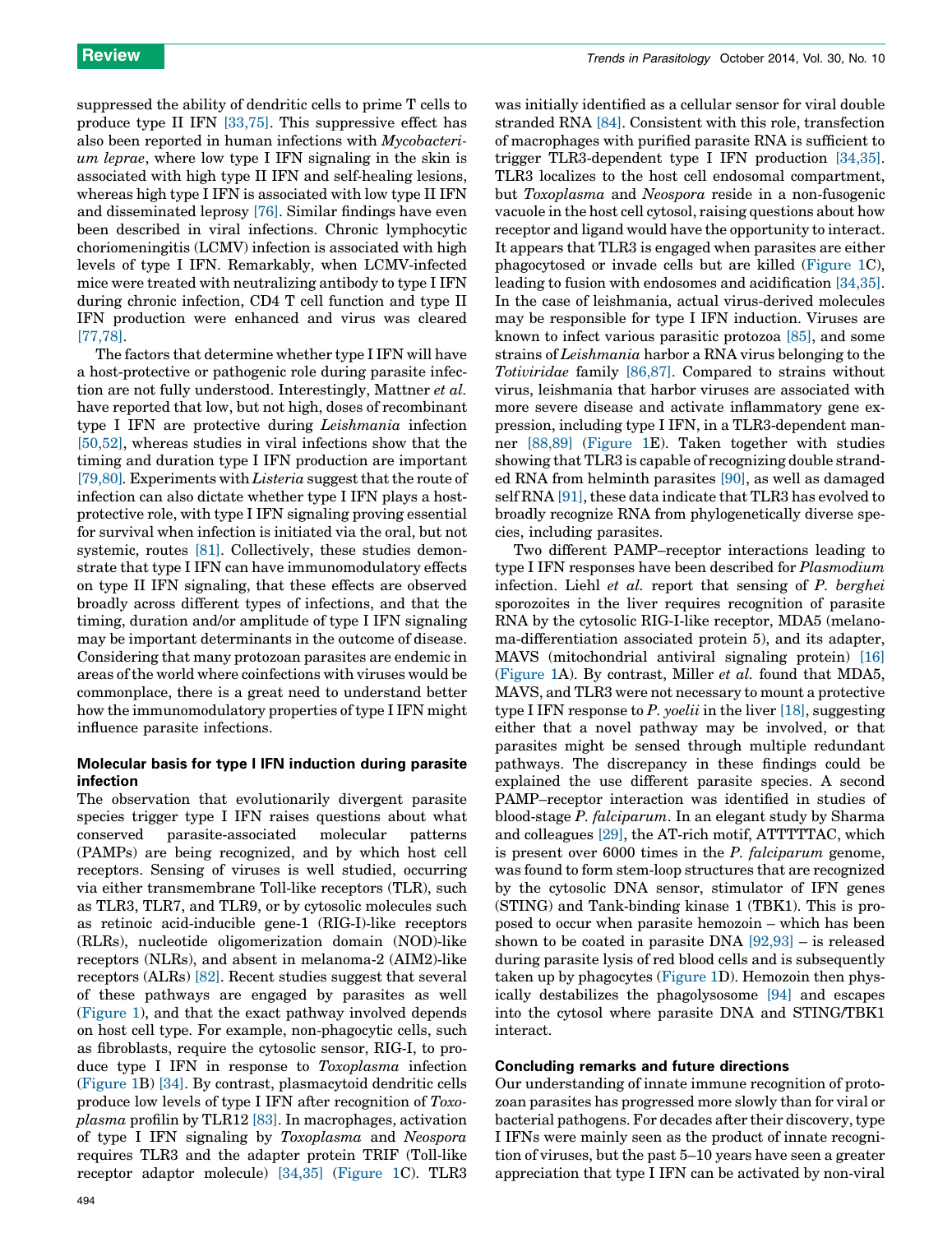suppressed the ability of dendritic cells to prime T cells to produce type II IFN [33,75]. This suppressive effect has also been reported in human infections with *Mycobacterium leprae*, where low type I IFN signaling in the skin is associated with high type II IFN and self-healing lesions, whereas high type I IFN is associated with low type II IFN and disseminated leprosy [76]. Similar findings have even been described in viral infections. Chronic lymphocytic choriomeningitis (LCMV) infection is associated with high levels of type I IFN. Remarkably, when LCMV-infected mice were treated with neutralizing antibody to type I IFN during chronic infection, CD4 T cell function and type II IFN production were enhanced and virus was cleared [77,78].

The factors that determine whether type I IFN will have a host-protective or pathogenic role during parasite infection are not fully understood. Interestingly, Mattner *et al.* have reported that low, but not high, doses of recombinant type I IFN are protective during *Leishmania* infection [50,52], whereas studies in viral infections show that the timing and duration type I IFN production are important [79,80]. Experiments with *Listeria* suggest that the route of infection can also dictate whether type I IFN plays a host-protective role, with type I IFN signaling proving essential for survival when infection is initiated via the oral, but not systemic, routes [81]. Collectively, these studies demonstrate that type I IFN can have immunomodulatory effects on type II IFN signaling, that these effects are observed broadly across different types of infections, and that the timing, duration and/or amplitude of type I IFN signaling may be important determinants in the outcome of disease. Considering that many protozoan parasites are endemic in areas of the world where coinfections with viruses would be commonplace, there is a great need to understand better how the immunomodulatory properties of type I IFN might influence parasite infections.

## Molecular basis for type I IFN induction during parasite infection

The observation that evolutionarily divergent parasite species trigger type I IFN raises questions about what conserved parasite-associated molecular patterns (PAMPs) are being recognized, and by which host cell receptors. Sensing of viruses is well studied, occurring via either transmembrane Toll-like receptors (TLR), such as TLR3, TLR7, and TLR9, or by cytosolic molecules such as retinoic acid-inducible gene-1 (RIG-I)-like receptors (RLRs), nucleotide oligomerization domain (NOD)-like receptors (NLRs), and absent in melanoma-2 (AIM2)-like receptors (ALRs) [82]. Recent studies suggest that several of these pathways are engaged by parasites as well (Figure 1), and that the exact pathway involved depends on host cell type. For example, non-phagocytic cells, such as fibroblasts, require the cytosolic sensor, RIG-I, to produce type I IFN in response to *Toxoplasma* infection (Figure 1B) [34]. By contrast, plasmacytoid dendritic cells produce low levels of type I IFN after recognition of *Toxoplasma* profilin by TLR12 [83]. In macrophages, activation of type I IFN signaling by *Toxoplasma* and *Neospora* requires TLR3 and the adapter protein TRIF (Toll-like receptor adaptor molecule) [34,35] (Figure 1C). TLR3 was initially identified as a cellular sensor for viral double stranded RNA [84]. Consistent with this role, transfection of macrophages with purified parasite RNA is sufficient to trigger TLR3-dependent type I IFN production [34,35]. TLR3 localizes to the host cell endosomal compartment, but *Toxoplasma* and *Neospora* reside in a non-fusogenic vacuole in the host cell cytosol, raising questions about how receptor and ligand would have the opportunity to interact. It appears that TLR3 is engaged when parasites are either phagocytosed or invade cells but are killed (Figure 1C), leading to fusion with endosomes and acidification [34,35]. In the case of leishmania, actual virus-derived molecules may be responsible for type I IFN induction. Viruses are known to infect various parasitic protozoa [85], and some strains of *Leishmania* harbor a RNA virus belonging to the *Totiviridae* family [86,87]. Compared to strains without virus, leishmania that harbor viruses are associated with more severe disease and activate inflammatory gene expression, including type I IFN, in a TLR3-dependent manner [88,89] (Figure 1E). Taken together with studies showing that TLR3 is capable of recognizing double stranded RNA from helminth parasites [90], as well as damaged self RNA [91], these data indicate that TLR3 has evolved to broadly recognize RNA from phylogenetically diverse species, including parasites.

Two different PAMP–receptor interactions leading to type I IFN responses have been described for *Plasmodium* infection. Liehl *et al.* report that sensing of *P. berghei* sporozoites in the liver requires recognition of parasite RNA by the cytosolic RIG-I-like receptor, MDA5 (melanoma-differentiation associated protein 5), and its adapter, MAVS (mitochondrial antiviral signaling protein) [16] (Figure 1A). By contrast, Miller *et al.* found that MDA5, MAVS, and TLR3 were not necessary to mount a protective type I IFN response to *P. yoelii* in the liver [18], suggesting either that a novel pathway may be involved, or that parasites might be sensed through multiple redundant pathways. The discrepancy in these findings could be explained the use different parasite species. A second PAMP–receptor interaction was identified in studies of blood-stage *P. falciparum*. In an elegant study by Sharma and colleagues [29], the AT-rich motif, ATTTTTAC, which is present over 6000 times in the *P. falciparum* genome, was found to form stem-loop structures that are recognized by the cytosolic DNA sensor, stimulator of IFN genes (STING) and Tank-binding kinase 1 (TBK1). This is proposed to occur when parasite hemozoin – which has been shown to be coated in parasite DNA [92,93] – is released during parasite lysis of red blood cells and is subsequently taken up by phagocytes (Figure 1D). Hemozoin then physically destabilizes the phagolysosome [94] and escapes into the cytosol where parasite DNA and STING/TBK1 interact.

## Concluding remarks and future directions

Our understanding of innate immune recognition of protozoan parasites has progressed more slowly than for viral or bacterial pathogens. For decades after their discovery, type I IFNs were mainly seen as the product of innate recognition of viruses, but the past 5–10 years have seen a greater appreciation that type I IFN can be activated by non-viral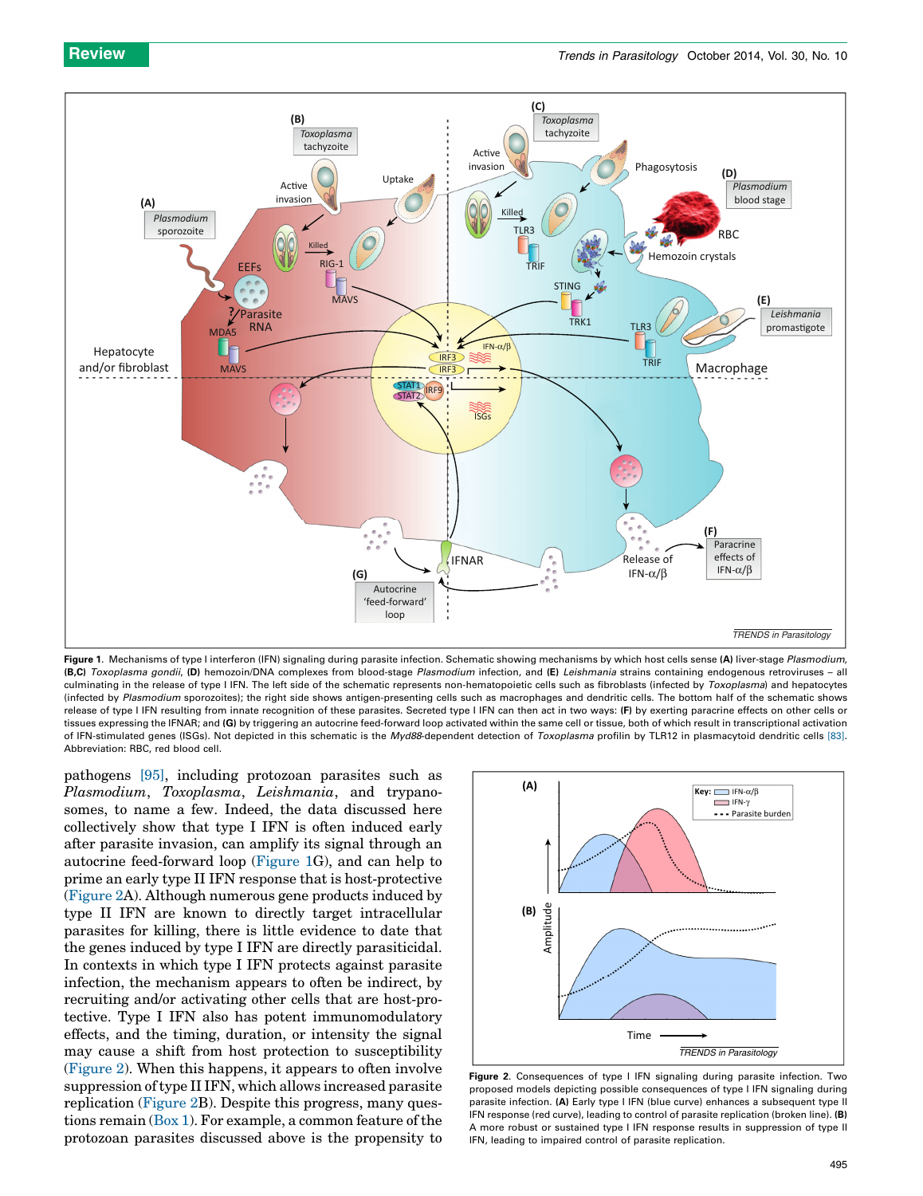**Figure 1.** Mechanisms of type I interferon (IFN) signaling during parasite infection. Schematic showing mechanisms by which host cells sense **(A)** liver-stage *Plasmodium*, **(B,C)** *Toxoplasma gondii*, **(D)** hemozoin/DNA complexes from blood-stage *Plasmodium* infection, and **(E)** *Leishmania* strains containing endogenous retroviruses – all culminating in the release of type I IFN. The left side of the schematic represents non-hematopoietic cells such as fibroblasts (infected by *Toxoplasma*) and hepatocytes (infected by *Plasmodium* sporozoites); the right side shows antigen-presenting cells such as macrophages and dendritic cells. The bottom half of the schematic shows release of type I IFN resulting from innate recognition of these parasites. Secreted type I IFN can then act in two ways: **(F)** by exerting paracrine effects on other cells or tissues expressing the IFNAR; and **(G)** by triggering an autocrine feed-forward loop activated within the same cell or tissue, both of which result in transcriptional activation of IFN-stimulated genes (ISGs). Not depicted in this schematic is the *Myd88*-dependent detection of *Toxoplasma* profilin by TLR12 in plasmacytoid dendritic cells [83]. Abbreviation: RBC, red blood cell.

pathogens [95], including protozoan parasites such as *Plasmodium*, *Toxoplasma*, *Leishmania*, and trypanosomes, to name a few. Indeed, the data discussed here collectively show that type I IFN is often induced early after parasite invasion, can amplify its signal through an autocrine feed-forward loop (Figure 1G), and can help to prime an early type II IFN response that is host-protective (Figure 2A). Although numerous gene products induced by type II IFN are known to directly target intracellular parasites for killing, there is little evidence to date that the genes induced by type I IFN are directly parasiticidal. In contexts in which type I IFN protects against parasite infection, the mechanism appears to often be indirect, by recruiting and/or activating other cells that are host-protective. Type I IFN also has potent immunomodulatory effects, and the timing, duration, or intensity the signal may cause a shift from host protection to susceptibility (Figure 2). When this happens, it appears to often involve suppression of type II IFN, which allows increased parasite replication (Figure 2B). Despite this progress, many questions remain (Box 1). For example, a common feature of the protozoan parasites discussed above is the propensity to

**Figure 2.** Consequences of type I IFN signaling during parasite infection. Two proposed models depicting possible consequences of type I IFN signaling during parasite infection. **(A)** Early type I IFN (blue curve) enhances a subsequent type II IFN response (red curve), leading to control of parasite replication (broken line). **(B)** A more robust or sustained type I IFN response results in suppression of type II IFN, leading to impaired control of parasite replication.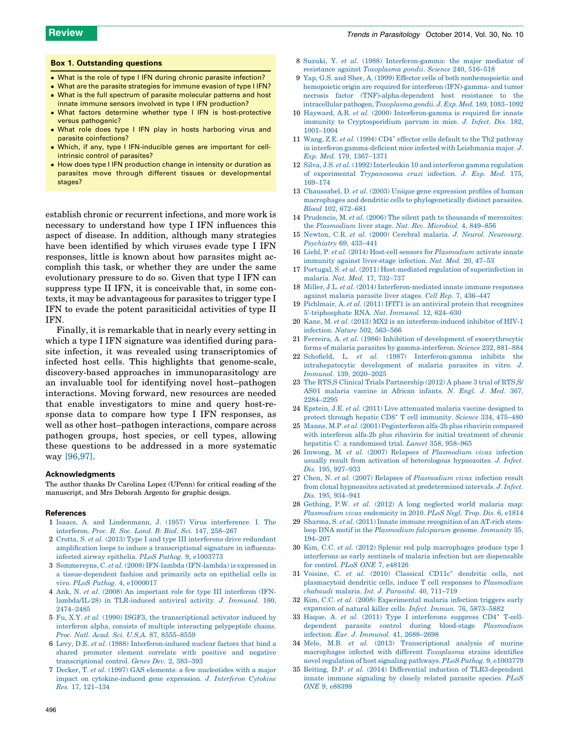## Box 1. Outstanding questions

- What is the role of type I IFN during chronic parasite infection?
- What are the parasite strategies for immune evasion of type I IFN?
- What is the full spectrum of parasite molecular patterns and host innate immune sensors involved in type I IFN production?
- What factors determine whether type I IFN is host-protective versus pathogenic?
- What role does type I IFN play in hosts harboring virus and parasite coinfections?
- Which, if any, type I IFN-inducible genes are important for cell-intrinsic control of parasites?
- How does type I IFN production change in intensity or duration as parasites move through different tissues or developmental stages?

establish chronic or recurrent infections, and more work is necessary to understand how type I IFN influences this aspect of disease. In addition, although many strategies have been identified by which viruses evade type I IFN responses, little is known about how parasites might accomplish this task, or whether they are under the same evolutionary pressure to do so. Given that type I IFN can suppress type II IFN, it is conceivable that, in some contexts, it may be advantageous for parasites to trigger type I IFN to evade the potent parasiticidal activities of type II IFN.

Finally, it is remarkable that in nearly every setting in which a type I IFN signature was identified during parasite infection, it was revealed using transcriptomics of infected host cells. This highlights that genome-scale, discovery-based approaches in immunoparasitology are an invaluable tool for identifying novel host–pathogen interactions. Moving forward, new resources are needed that enable investigators to mine and query host-response data to compare how type I IFN responses, as well as other host–pathogen interactions, compare across pathogen groups, host species, or cell types, allowing these questions to be addressed in a more systematic way [96,97].

### Acknowledgments

The author thanks Dr Carolina Lopez (UPenn) for critical reading of the manuscript, and Mrs Deborah Argento for graphic design.

### References

1 Isaacs, A. and Lindenmann, J. (1957) Virus interference. I. The interferon. *Proc. R. Soc. Lond. B: Biol. Sci.* 147, 258–267

2 Crotta, S. *et al.* (2013) Type I and type III interferons drive redundant amplification loops to induce a transcriptional signature in influenza-infected airway epithelia. *PLoS Pathog.* 9, e1003773

3 Sommereyns, C. *et al.* (2008) IFN-lambda (IFN-lambda) is expressed in a tissue-dependent fashion and primarily acts on epithelial cells in vivo. *PLoS Pathog.* 4, e1000017

4 Ank, N. *et al.* (2008) An important role for type III interferon (IFN-lambda/IL-28) in TLR-induced antiviral activity. *J. Immunol.* 180, 2474–2485

5 Fu, X.Y. *et al.* (1990) ISGF3, the transcriptional activator induced by interferon alpha, consists of multiple interacting polypeptide chains. *Proc. Natl. Acad. Sci. U.S.A.* 87, 8555–8559

6 Levy, D.E. *et al.* (1988) Interferon-induced nuclear factors that bind a shared promoter element correlate with positive and negative transcriptional control. *Genes Dev.* 2, 383–393

7 Decker, T. *et al.* (1997) GAS elements: a few nucleotides with a major impact on cytokine-induced gene expression. *J. Interferon Cytokine Res.* 17, 121–134

8 Suzuki, Y. *et al.* (1988) Interferon-gamma: the major mediator of resistance against *Toxoplasma gondii*. *Science* 240, 516–518

9 Yap, G.S. and Sher, A. (1999) Effector cells of both nonhemopoietic and hemopoietic origin are required for interferon (IFN)-gamma- and tumor necrosis factor (TNF)-alpha-dependent host resistance to the intracellular pathogen, *Toxoplasma gondii*. *J. Exp. Med.* 189, 1083–1092

10 Hayward, A.R. *et al.* (2000) Interferon-gamma is required for innate immunity to Cryptosporidium parvum in mice. *J. Infect. Dis.* 182, 1001–1004

11 Wang, Z.E. *et al.* (1994) CD4+ effector cells default to the Th2 pathway in interferon gamma-deficient mice infected with Leishmania major. *J. Exp. Med.* 179, 1367–1371

12 Silva, J.S. *et al.* (1992) Interleukin 10 and interferon gamma regulation of experimental *Trypanosoma cruzi* infection. *J. Exp. Med.* 175, 169–174

13 Chaussabel, D. *et al.* (2003) Unique gene expression profiles of human macrophages and dendritic cells to phylogenetically distinct parasites. *Blood* 102, 672–681

14 Prudencio, M. *et al.* (2006) The silent path to thousands of merozoites: the *Plasmodium* liver stage. *Nat. Rev. Microbiol.* 4, 849–856

15 Newton, C.R. *et al.* (2000) Cerebral malaria. *J. Neurol. Neurosurg. Psychiatry* 69, 433–441

16 Liehl, P. *et al.* (2014) Host-cell sensors for *Plasmodium* activate innate immunity against liver-stage infection. *Nat. Med.* 20, 47–53

17 Portugal, S. *et al.* (2011) Host-mediated regulation of superinfection in malaria. *Nat. Med.* 17, 732–737

18 Miller, J.L. *et al.* (2014) Interferon-mediated innate immune responses against malaria parasite liver stages. *Cell Rep.* 7, 436–447

19 Pichlmair, A. *et al.* (2011) IFIT1 is an antiviral protein that recognizes 5′-triphosphate RNA. *Nat. Immunol.* 12, 624–630

20 Kane, M. *et al.* (2013) MX2 is an interferon-induced inhibitor of HIV-1 infection. *Nature* 502, 563–566

21 Ferreira, A. *et al.* (1986) Inhibition of development of exoerythrocytic forms of malaria parasites by gamma-interferon. *Science* 232, 881–884

22 Schofield, L. *et al.* (1987) Interferon-gamma inhibits the intrahepatocytic development of malaria parasites in vitro. *J. Immunol.* 139, 2020–2025

23 The RTS,S Clinical Trials Partnership (2012) A phase 3 trial of RTS,S/AS01 malaria vaccine in African infants. *N. Engl. J. Med.* 367, 2284–2295

24 Epstein, J.E. *et al.* (2011) Live attenuated malaria vaccine designed to protect through hepatic CD8+ T cell immunity. *Science* 334, 475–480

25 Manns, M.P. *et al.* (2001) Peginterferon alfa-2b plus ribavirin compared with interferon alfa-2b plus ribavirin for initial treatment of chronic hepatitis C: a randomised trial. *Lancet* 358, 958–965

26 Imwong, M. *et al.* (2007) Relapses of *Plasmodium vivax* infection usually result from activation of heterologous hypnozoites. *J. Infect. Dis.* 195, 927–933

27 Chen, N. *et al.* (2007) Relapses of *Plasmodium vivax* infection result from clonal hypnozoites activated at predetermined intervals. *J. Infect. Dis.* 195, 934–941

28 Gething, P.W. *et al.* (2012) A long neglected world malaria map: *Plasmodium vivax* endemicity in 2010. *PLoS Negl. Trop. Dis.* 6, e1814

29 Sharma, S. *et al.* (2011) Innate immune recognition of an AT-rich stem-loop DNA motif in the *Plasmodium falciparum* genome. *Immunity* 35, 194–207

30 Kim, C.C. *et al.* (2012) Splenic red pulp macrophages produce type I interferons as early sentinels of malaria infection but are dispensable for control. *PLoS ONE* 7, e48126

31 Voisine, C. *et al.* (2010) Classical CD11c+ dendritic cells, not plasmacytoid dendritic cells, induce T cell responses to *Plasmodium chabaudi* malaria. *Int. J. Parasitol.* 40, 711–719

32 Kim, C.C. *et al.* (2008) Experimental malaria infection triggers early expansion of natural killer cells. *Infect. Immun.* 76, 5873–5882

33 Haque, A. *et al.* (2011) Type I interferons suppress CD4+ T-cell-dependent parasite control during blood-stage *Plasmodium* infection. *Eur. J. Immunol.* 41, 2688–2698

34 Melo, M.B. *et al.* (2013) Transcriptional analysis of murine macrophages infected with different *Toxoplasma* strains identifies novel regulation of host signaling pathways. *PLoS Pathog.* 9, e1003779

35 Beiting, D.P. *et al.* (2014) Differential induction of TLR3-dependent innate immune signaling by closely related parasite species. *PLoS ONE* 9, e88398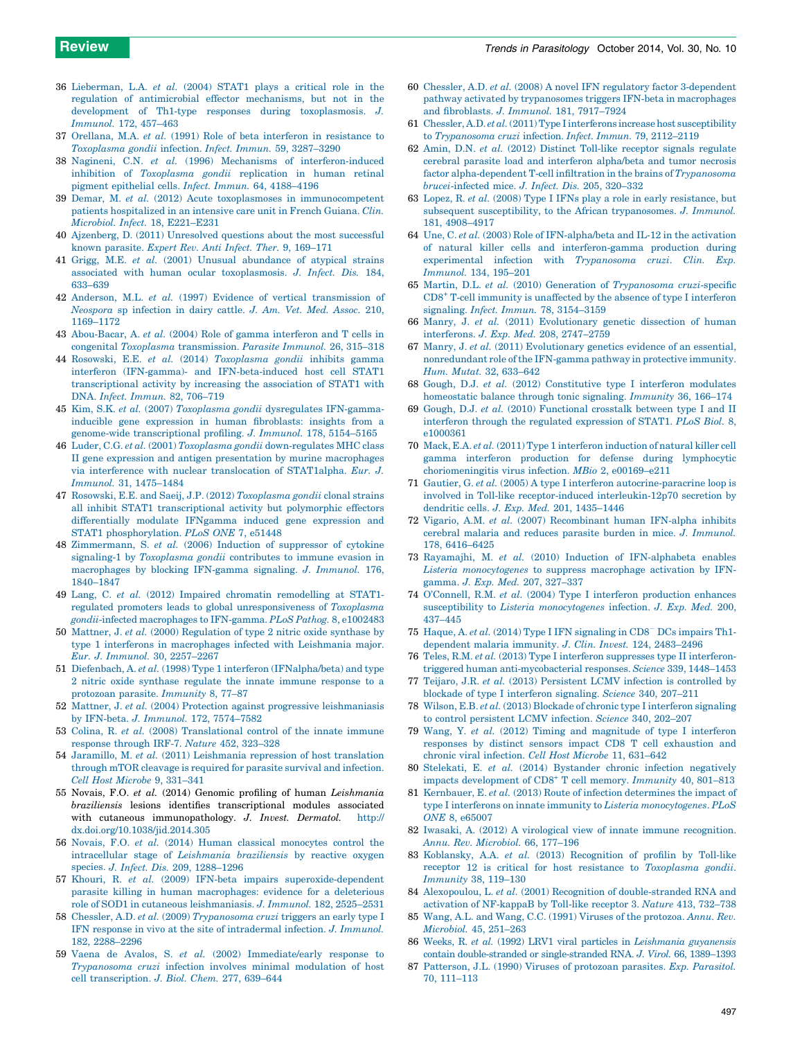36 Lieberman, L.A. *et al.* (2004) STAT1 plays a critical role in the regulation of antimicrobial effector mechanisms, but not in the development of Th1-type responses during toxoplasmosis. *J. Immunol.* 172, 457–463

37 Orellana, M.A. *et al.* (1991) Role of beta interferon in resistance to *Toxoplasma gondii* infection. *Infect. Immun.* 59, 3287–3290

38 Nagineni, C.N. *et al.* (1996) Mechanisms of interferon-induced inhibition of *Toxoplasma gondii* replication in human retinal pigment epithelial cells. *Infect. Immun.* 64, 4188–4196

39 Demar, M. *et al.* (2012) Acute toxoplasmoses in immunocompetent patients hospitalized in an intensive care unit in French Guiana. *Clin. Microbiol. Infect.* 18, E221–E231

40 Ajzenberg, D. (2011) Unresolved questions about the most successful known parasite. *Expert Rev. Anti Infect. Ther.* 9, 169–171

41 Grigg, M.E. *et al.* (2001) Unusual abundance of atypical strains associated with human ocular toxoplasmosis. *J. Infect. Dis.* 184, 633–639

42 Anderson, M.L. *et al.* (1997) Evidence of vertical transmission of *Neospora* sp infection in dairy cattle. *J. Am. Vet. Med. Assoc.* 210, 1169–1172

43 Abou-Bacar, A. *et al.* (2004) Role of gamma interferon and T cells in congenital *Toxoplasma* transmission. *Parasite Immunol.* 26, 315–318

44 Rosowski, E.E. *et al.* (2014) *Toxoplasma gondii* inhibits gamma interferon (IFN-gamma)- and IFN-beta-induced host cell STAT1 transcriptional activity by increasing the association of STAT1 with DNA. *Infect. Immun.* 82, 706–719

45 Kim, S.K. *et al.* (2007) *Toxoplasma gondii* dysregulates IFN-gamma-inducible gene expression in human fibroblasts: insights from a genome-wide transcriptional profiling. *J. Immunol.* 178, 5154–5165

46 Luder, C.G. *et al.* (2001) *Toxoplasma gondii* down-regulates MHC class II gene expression and antigen presentation by murine macrophages via interference with nuclear translocation of STAT1alpha. *Eur. J. Immunol.* 31, 1475–1484

47 Rosowski, E.E. and Saeij, J.P. (2012) *Toxoplasma gondii* clonal strains all inhibit STAT1 transcriptional activity but polymorphic effectors differentially modulate IFNgamma induced gene expression and STAT1 phosphorylation. *PLoS ONE* 7, e51448

48 Zimmermann, S. *et al.* (2006) Induction of suppressor of cytokine signaling-1 by *Toxoplasma gondii* contributes to immune evasion in macrophages by blocking IFN-gamma signaling. *J. Immunol.* 176, 1840–1847

49 Lang, C. *et al.* (2012) Impaired chromatin remodelling at STAT1-regulated promoters leads to global unresponsiveness of *Toxoplasma gondii*-infected macrophages to IFN-gamma. *PLoS Pathog.* 8, e1002483

50 Mattner, J. *et al.* (2000) Regulation of type 2 nitric oxide synthase by type 1 interferons in macrophages infected with Leishmania major. *Eur. J. Immunol.* 30, 2257–2267

51 Diefenbach, A. *et al.* (1998) Type 1 interferon (IFNalpha/beta) and type 2 nitric oxide synthase regulate the innate immune response to a protozoan parasite. *Immunity* 8, 77–87

52 Mattner, J. *et al.* (2004) Protection against progressive leishmaniasis by IFN-beta. *J. Immunol.* 172, 7574–7582

53 Colina, R. *et al.* (2008) Translational control of the innate immune response through IRF-7. *Nature* 452, 323–328

54 Jaramillo, M. *et al.* (2011) Leishmania repression of host translation through mTOR cleavage is required for parasite survival and infection. *Cell Host Microbe* 9, 331–341

55 Novais, F.O. *et al.* (2014) Genomic profiling of human *Leishmania braziliensis* lesions identifies transcriptional modules associated with cutaneous immunopathology. *J. Invest. Dermatol.* http://dx.doi.org/10.1038/jid.2014.305

56 Novais, F.O. *et al.* (2014) Human classical monocytes control the intracellular stage of *Leishmania braziliensis* by reactive oxygen species. *J. Infect. Dis.* 209, 1288–1296

57 Khouri, R. *et al.* (2009) IFN-beta impairs superoxide-dependent parasite killing in human macrophages: evidence for a deleterious role of SOD1 in cutaneous leishmaniasis. *J. Immunol.* 182, 2525–2531

58 Chessler, A.D. *et al.* (2009) *Trypanosoma cruzi* triggers an early type I IFN response in vivo at the site of intradermal infection. *J. Immunol.* 182, 2288–2296

59 Vaena de Avalos, S. *et al.* (2002) Immediate/early response to *Trypanosoma cruzi* infection involves minimal modulation of host cell transcription. *J. Biol. Chem.* 277, 639–644

60 Chessler, A.D. *et al.* (2008) A novel IFN regulatory factor 3-dependent pathway activated by trypanosomes triggers IFN-beta in macrophages and fibroblasts. *J. Immunol.* 181, 7917–7924

61 Chessler, A.D. *et al.* (2011) Type I interferons increase host susceptibility to *Trypanosoma cruzi* infection. *Infect. Immun.* 79, 2112–2119

62 Amin, D.N. *et al.* (2012) Distinct Toll-like receptor signals regulate cerebral parasite load and interferon alpha/beta and tumor necrosis factor alpha-dependent T-cell infiltration in the brains of *Trypanosoma brucei*-infected mice. *J. Infect. Dis.* 205, 320–332

63 Lopez, R. *et al.* (2008) Type I IFNs play a role in early resistance, but subsequent susceptibility, to the African trypanosomes. *J. Immunol.* 181, 4908–4917

64 Une, C. *et al.* (2003) Role of IFN-alpha/beta and IL-12 in the activation of natural killer cells and interferon-gamma production during experimental infection with *Trypanosoma cruzi*. *Clin. Exp. Immunol.* 134, 195–201

65 Martin, D.L. *et al.* (2010) Generation of *Trypanosoma cruzi*-specific $CD8^+$ T-cell immunity is unaffected by the absence of type I interferon signaling. *Infect. Immun.* 78, 3154–3159

66 Manry, J. *et al.* (2011) Evolutionary genetic dissection of human interferons. *J. Exp. Med.* 208, 2747–2759

67 Manry, J. *et al.* (2011) Evolutionary genetics evidence of an essential, nonredundant role of the IFN-gamma pathway in protective immunity. *Hum. Mutat.* 32, 633–642

68 Gough, D.J. *et al.* (2012) Constitutive type I interferon modulates homeostatic balance through tonic signaling. *Immunity* 36, 166–174

69 Gough, D.J. *et al.* (2010) Functional crosstalk between type I and II interferon through the regulated expression of STAT1. *PLoS Biol.* 8, e1000361

70 Mack, E.A. *et al.* (2011) Type 1 interferon induction of natural killer cell gamma interferon production for defense during lymphocytic choriomeningitis virus infection. *MBio* 2, e00169–e211

71 Gautier, G. *et al.* (2005) A type I interferon autocrine-paracrine loop is involved in Toll-like receptor-induced interleukin-12p70 secretion by dendritic cells. *J. Exp. Med.* 201, 1435–1446

72 Vigario, A.M. *et al.* (2007) Recombinant human IFN-alpha inhibits cerebral malaria and reduces parasite burden in mice. *J. Immunol.* 178, 6416–6425

73 Rayamajhi, M. *et al.* (2010) Induction of IFN-alphabeta enables *Listeria monocytogenes* to suppress macrophage activation by IFN-gamma. *J. Exp. Med.* 207, 327–337

74 O'Connell, R.M. *et al.* (2004) Type I interferon production enhances susceptibility to *Listeria monocytogenes* infection. *J. Exp. Med.* 200, 437–445

75 Haque, A. *et al.* (2014) Type I IFN signaling in $CD8^-$ DCs impairs Th1-dependent malaria immunity. *J. Clin. Invest.* 124, 2483–2496

76 Teles, R.M. *et al.* (2013) Type I interferon suppresses type II interferon-triggered human anti-mycobacterial responses. *Science* 339, 1448–1453

77 Teijaro, J.R. *et al.* (2013) Persistent LCMV infection is controlled by blockade of type I interferon signaling. *Science* 340, 207–211

78 Wilson, E.B. *et al.* (2013) Blockade of chronic type I interferon signaling to control persistent LCMV infection. *Science* 340, 202–207

79 Wang, Y. *et al.* (2012) Timing and magnitude of type I interferon responses by distinct sensors impact CD8 T cell exhaustion and chronic viral infection. *Cell Host Microbe* 11, 631–642

80 Stelekati, E. *et al.* (2014) Bystander chronic infection negatively impacts development of $CD8^+$ T cell memory. *Immunity* 40, 801–813

81 Kernbauer, E. *et al.* (2013) Route of infection determines the impact of type I interferons on innate immunity to *Listeria monocytogenes*. *PLoS ONE* 8, e65007

82 Iwasaki, A. (2012) A virological view of innate immune recognition. *Annu. Rev. Microbiol.* 66, 177–196

83 Koblansky, A.A. *et al.* (2013) Recognition of profilin by Toll-like receptor 12 is critical for host resistance to *Toxoplasma gondii*. *Immunity* 38, 119–130

84 Alexopoulou, L. *et al.* (2001) Recognition of double-stranded RNA and activation of NF-kappaB by Toll-like receptor 3. *Nature* 413, 732–738

85 Wang, A.L. and Wang, C.C. (1991) Viruses of the protozoa. *Annu. Rev. Microbiol.* 45, 251–263

86 Weeks, R. *et al.* (1992) LRV1 viral particles in *Leishmania guyanensis* contain double-stranded or single-stranded RNA. *J. Virol.* 66, 1389–1393

87 Patterson, J.L. (1990) Viruses of protozoan parasites. *Exp. Parasitol.* 70, 111–113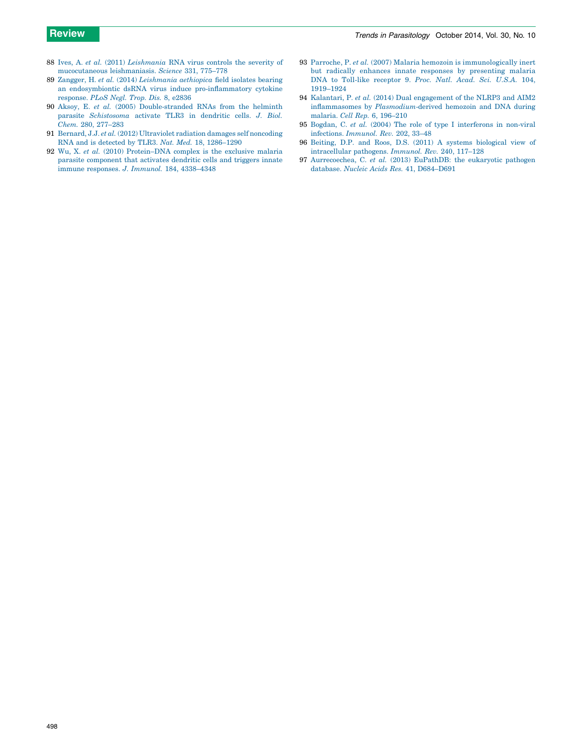88 Ives, A. *et al.* (2011) *Leishmania* RNA virus controls the severity of mucocutaneous leishmaniasis. *Science* 331, 775–778

89 Zangger, H. *et al.* (2014) *Leishmania aethiopica* field isolates bearing an endosymbiontic dsRNA virus induce pro-inflammatory cytokine response. *PLoS Negl. Trop. Dis.* 8, e2836

90 Aksoy, E. *et al.* (2005) Double-stranded RNAs from the helminth parasite *Schistosoma* activate TLR3 in dendritic cells. *J. Biol. Chem.* 280, 277–283

91 Bernard, J.J. *et al.* (2012) Ultraviolet radiation damages self noncoding RNA and is detected by TLR3. *Nat. Med.* 18, 1286–1290

92 Wu, X. *et al.* (2010) Protein–DNA complex is the exclusive malaria parasite component that activates dendritic cells and triggers innate immune responses. *J. Immunol.* 184, 4338–4348

93 Parroche, P. *et al.* (2007) Malaria hemozoin is immunologically inert but radically enhances innate responses by presenting malaria DNA to Toll-like receptor 9. *Proc. Natl. Acad. Sci. U.S.A.* 104, 1919–1924

94 Kalantari, P. *et al.* (2014) Dual engagement of the NLRP3 and AIM2 inflammasomes by *Plasmodium*-derived hemozoin and DNA during malaria. *Cell Rep.* 6, 196–210

95 Bogdan, C. *et al.* (2004) The role of type I interferons in non-viral infections. *Immunol. Rev.* 202, 33–48

96 Beiting, D.P. and Roos, D.S. (2011) A systems biological view of intracellular pathogens. *Immunol. Rev.* 240, 117–128

97 Aurrecoechea, C. *et al.* (2013) EuPathDB: the eukaryotic pathogen database. *Nucleic Acids Res.* 41, D684–D691